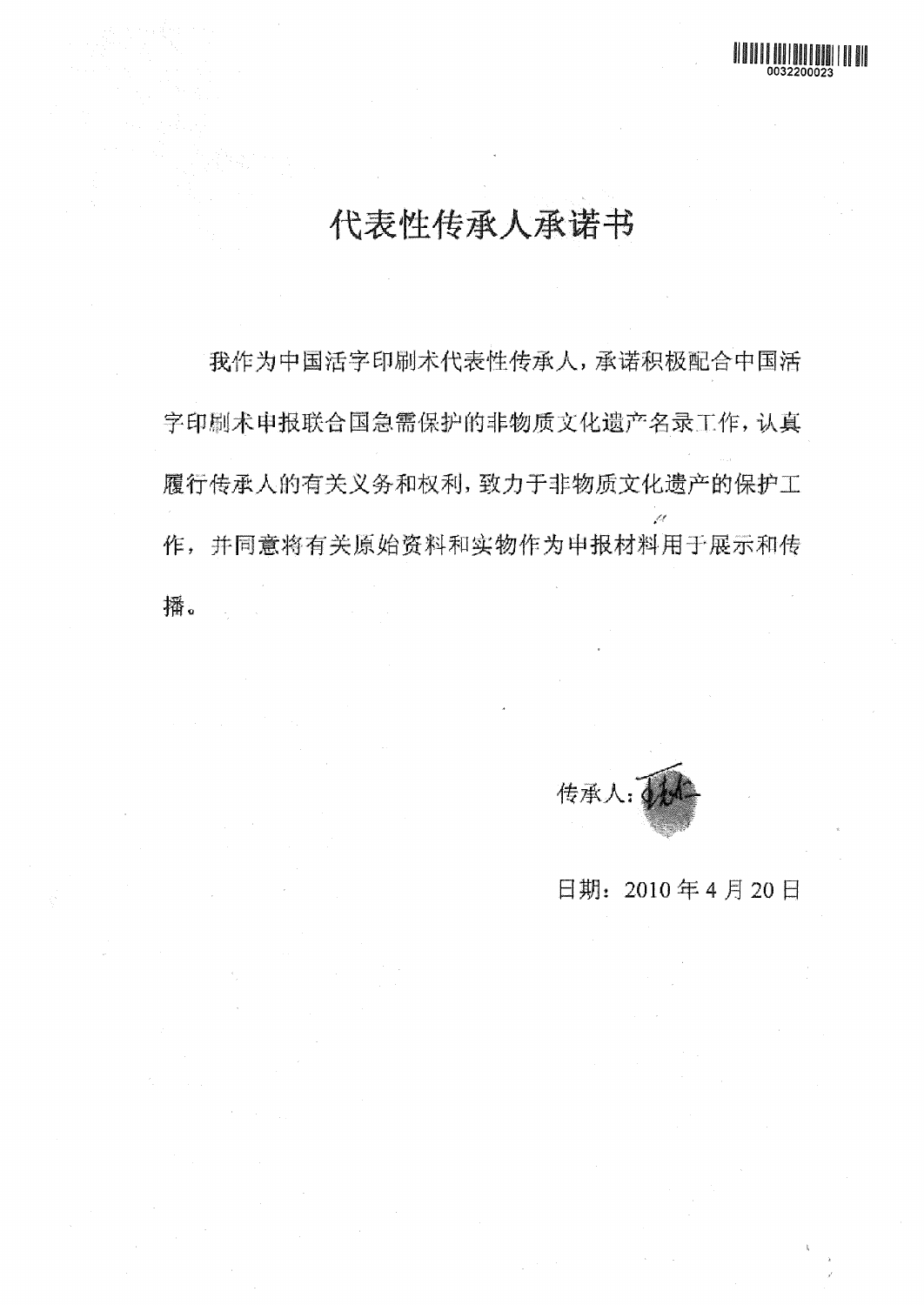# 代表性传承人承诺书

我作为中国活字印刷术代表性传承人，承诺积极配合中国活字印刷术申报联合国急需保护的非物质文化遗产名录工作，认真履行传承人的有关义务和权利，致力于非物质文化遗产的保护工作，并同意将有关原始资料和实物作为申报材料用于展示和传播。

传承人：

日期：2010 年 4 月 20 日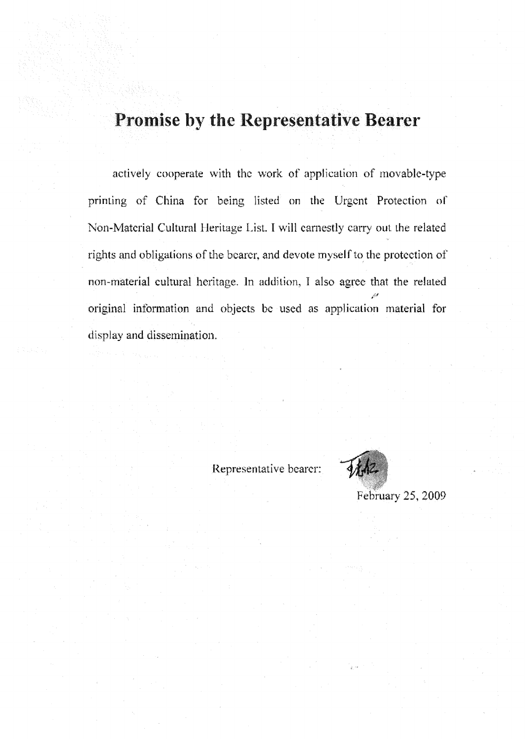# Promise by the Representative Bearer

actively cooperate with the work of application of movable-type printing of China for being listed on the Urgent Protection of Non-Material Cultural Heritage List. I will earnestly carry out the related rights and obligations of the bearer, and devote myself to the protection of non-material cultural heritage. In addition, I also agree that the related original information and objects be used as application material for display and dissemination.

Representative bearer:

February 25, 2009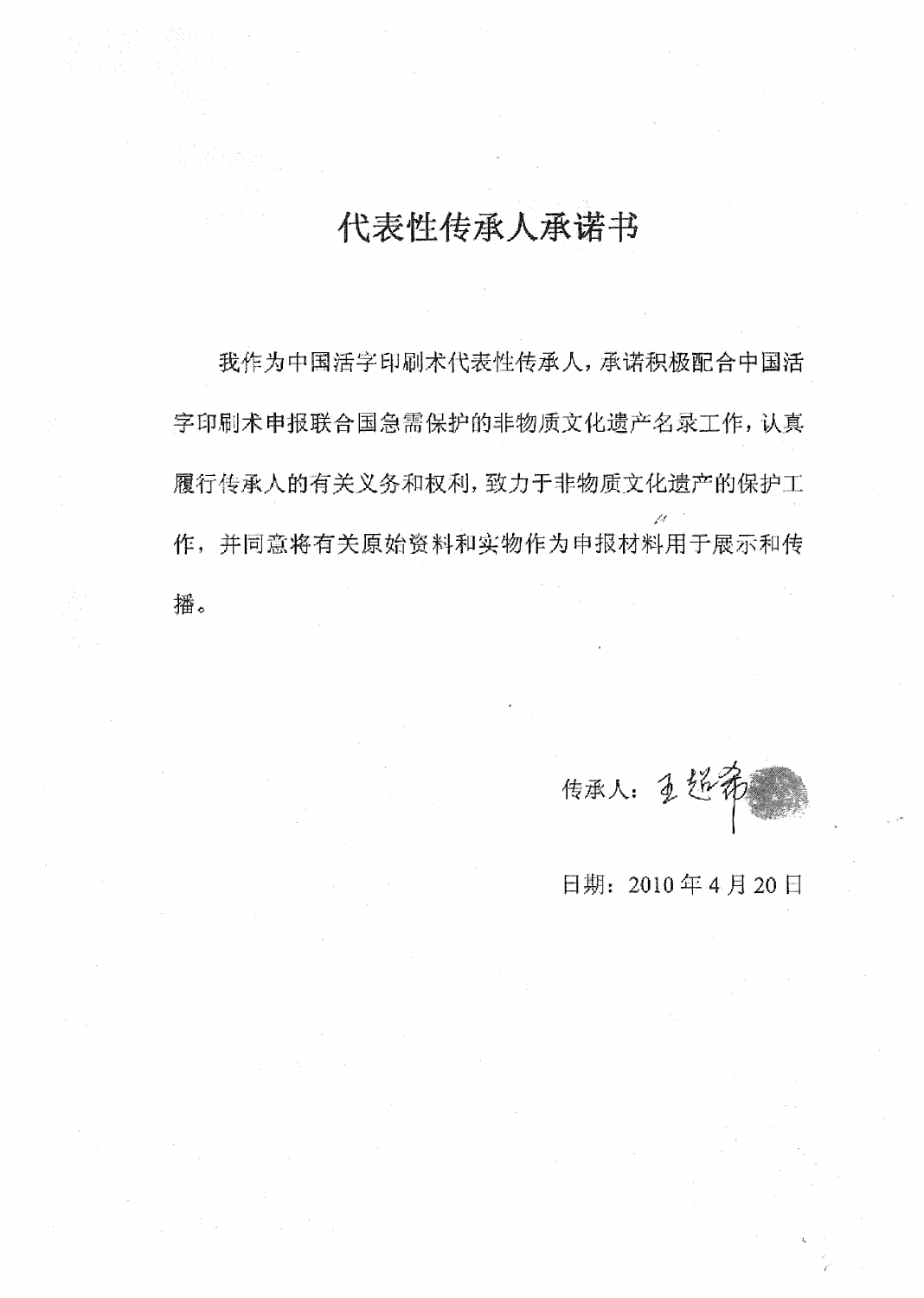# 代表性传承人承诺书

我作为中国活字印刷术代表性传承人，承诺积极配合中国活字印刷术申报联合国急需保护的非物质文化遗产名录工作，认真履行传承人的有关义务和权利，致力于非物质文化遗产的保护工作，并同意将有关原始资料和实物作为申报材料用于展示和传播。

传承人：王超辉

日期：2010 年 4 月 20 日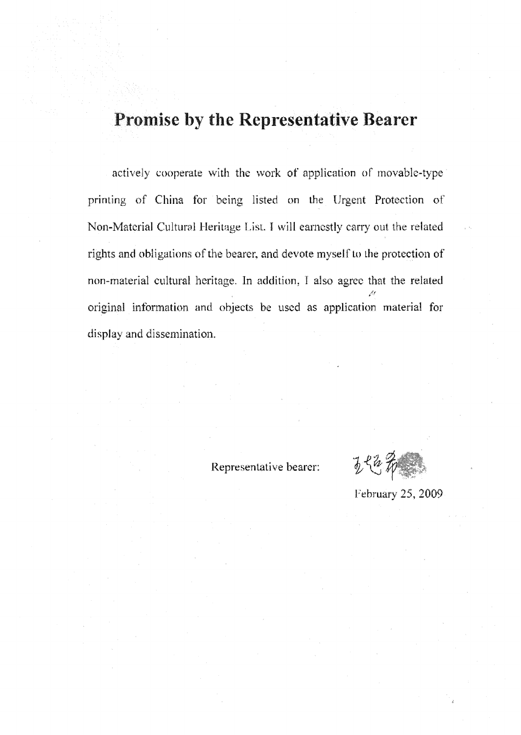# Promise by the Representative Bearer

actively cooperate with the work of application of movable-type printing of China for being listed on the Urgent Protection of Non-Material Cultural Heritage List. I will earnestly carry out the related rights and obligations of the bearer, and devote myself to the protection of non-material cultural heritage. In addition, I also agree that the related original information and objects be used as application material for display and dissemination.

Representative bearer: 王超辉

February 25, 2009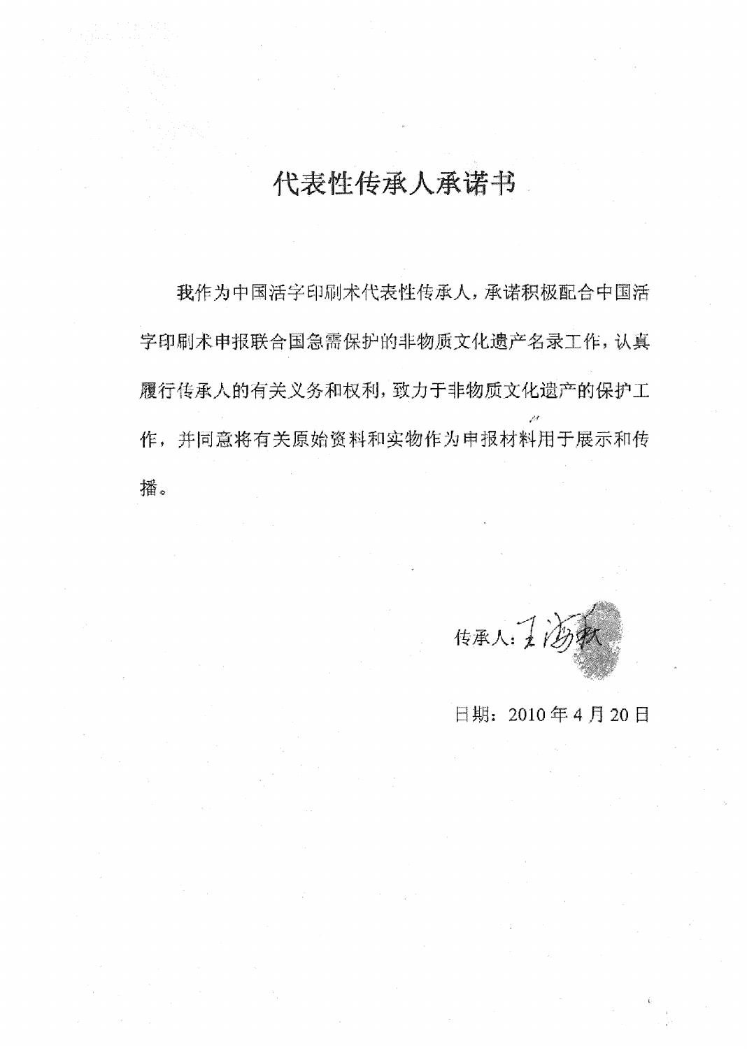# 代表性传承人承诺书

我作为中国活字印刷术代表性传承人，承诺积极配合中国活字印刷术申报联合国急需保护的非物质文化遗产名录工作，认真履行传承人的有关义务和权利，致力于非物质文化遗产的保护工作，并同意将有关原始资料和实物作为申报材料用于展示和传播。

传承人：王海水

日期：2010 年 4 月 20 日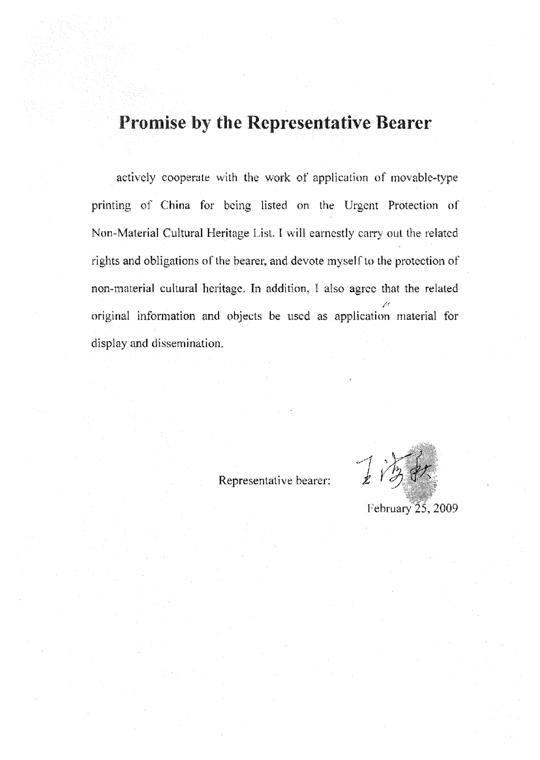# Promise by the Representative Bearer

actively cooperate with the work of application of movable-type printing of China for being listed on the Urgent Protection of Non-Material Cultural Heritage List. I will earnestly carry out the related rights and obligations of the bearer, and devote myself to the protection of non-material cultural heritage. In addition, I also agree that the related original information and objects be used as application material for display and dissemination.

Representative bearer: 王法

February 25, 2009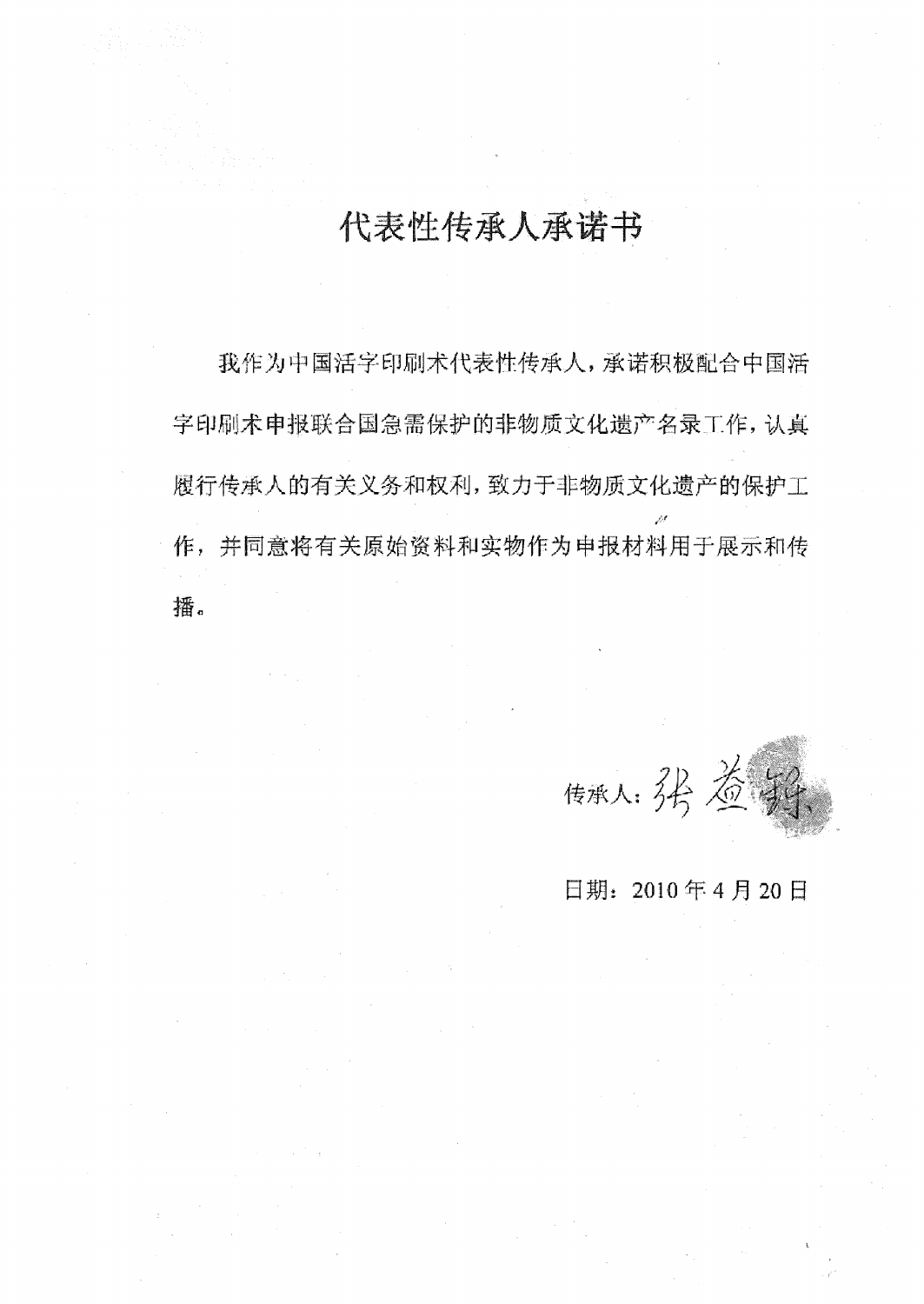# 代表性传承人承诺书

我作为中国活字印刷术代表性传承人，承诺积极配合中国活字印刷术申报联合国急需保护的非物质文化遗产名录工作，认真履行传承人的有关义务和权利，致力于非物质文化遗产的保护工作，并同意将有关原始资料和实物作为申报材料用于展示和传播。

传承人：张益舜

日期：2010 年 4 月 20 日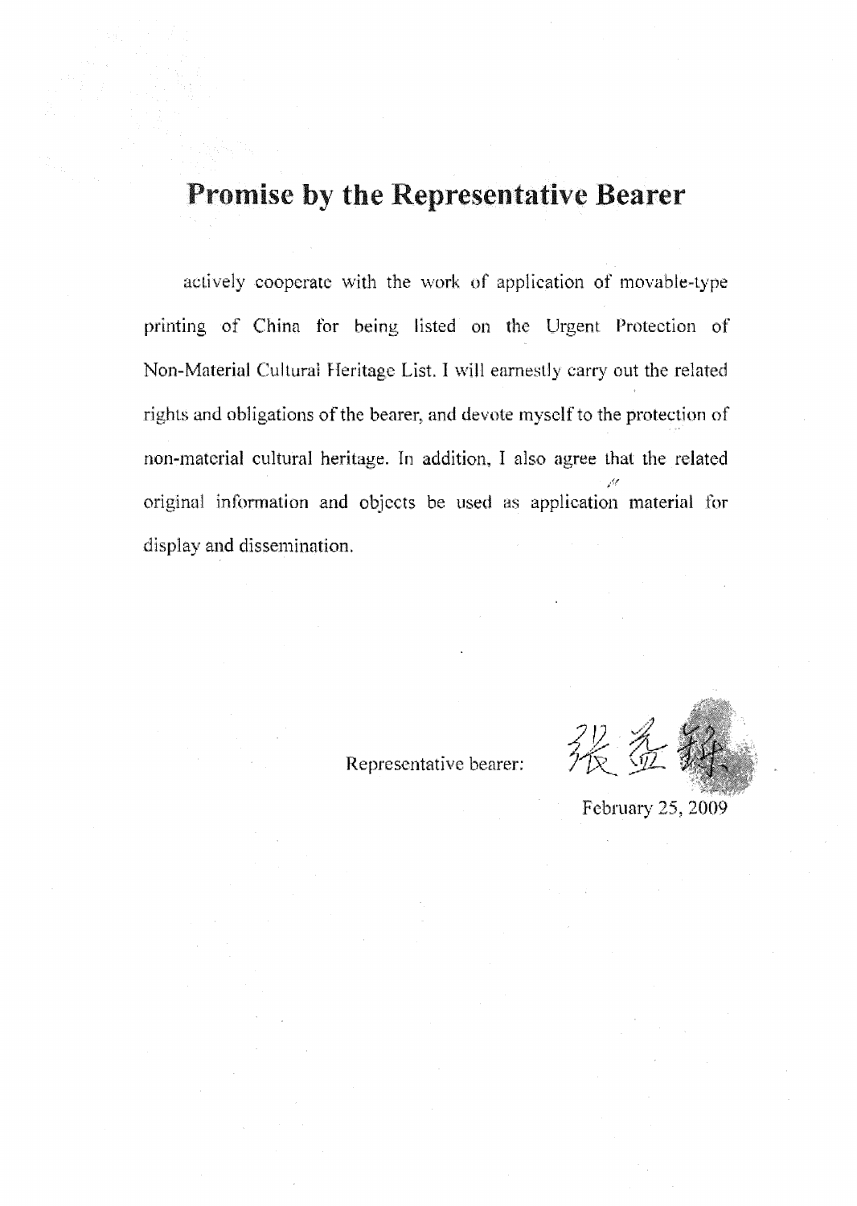# Promise by the Representative Bearer

actively cooperate with the work of application of movable-type printing of China for being listed on the Urgent Protection of Non-Material Cultural Heritage List. I will earnestly carry out the related rights and obligations of the bearer, and devote myself to the protection of non-material cultural heritage. In addition, I also agree that the related original information and objects be used as application material for display and dissemination.

Representative bearer: 張孟鋒

February 25, 2009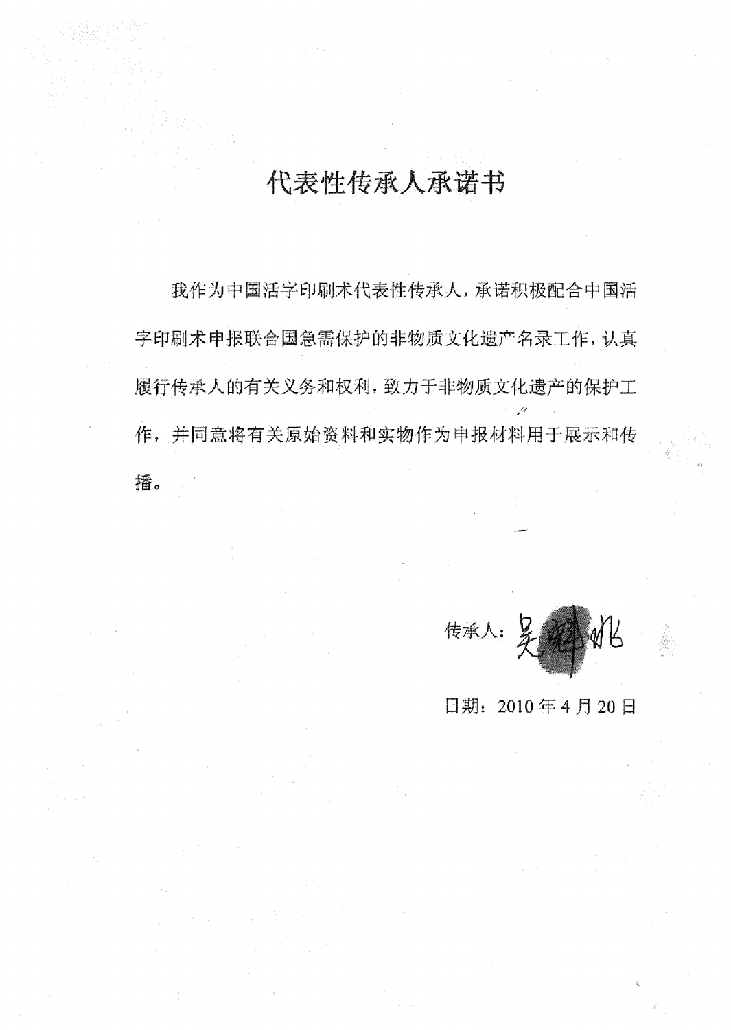# 代表性传承人承诺书

我作为中国活字印刷术代表性传承人，承诺积极配合中国活字印刷术申报联合国急需保护的非物质文化遗产名录工作，认真履行传承人的有关义务和权利，致力于非物质文化遗产的保护工作，并同意将有关原始资料和实物作为申报材料用于展示和传播。

传承人：吴魁兆

日期：2010 年 4 月 20 日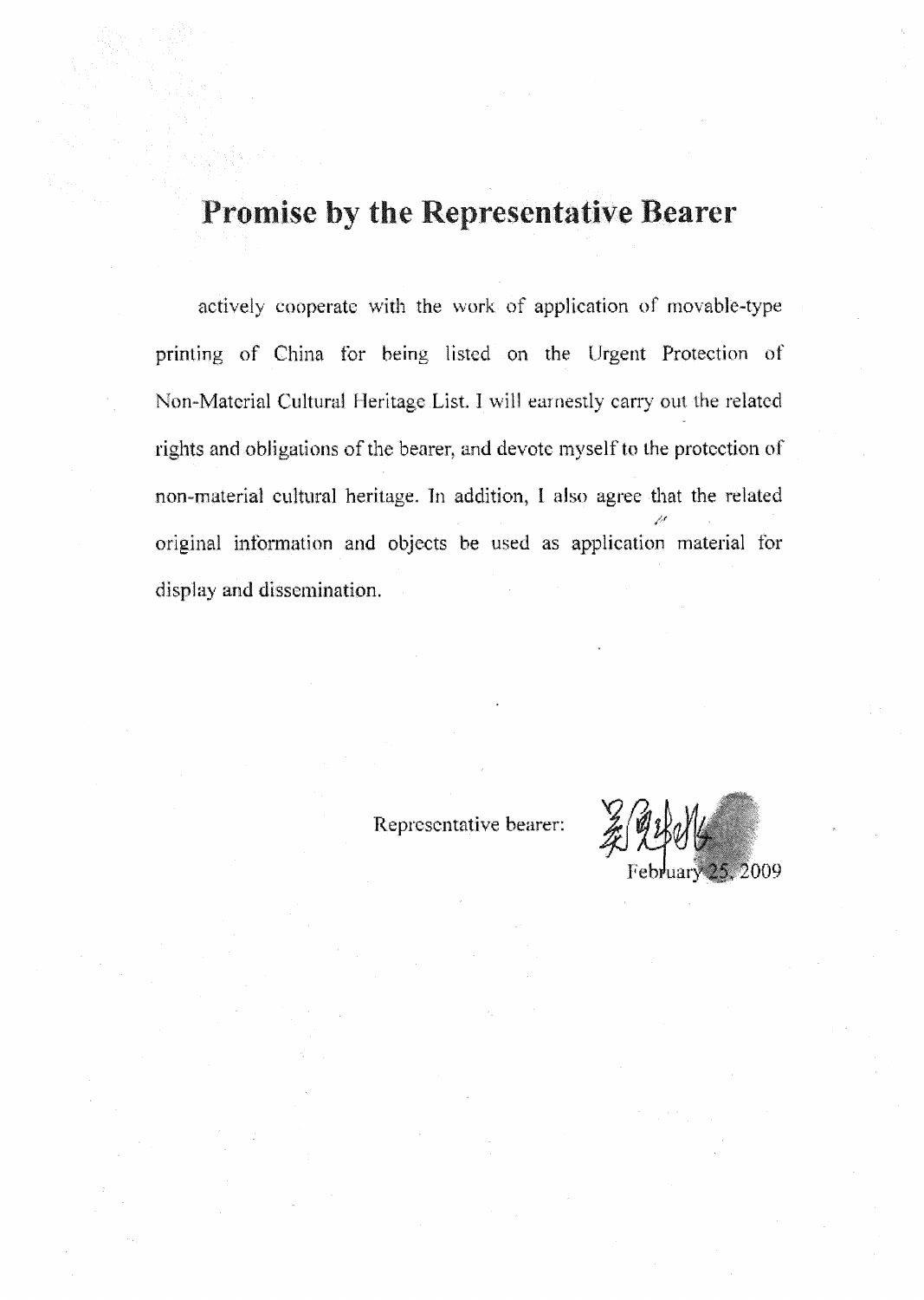# Promise by the Representative Bearer

actively cooperate with the work of application of movable-type printing of China for being listed on the Urgent Protection of Non-Material Cultural Heritage List. I will earnestly carry out the related rights and obligations of the bearer, and devote myself to the protection of non-material cultural heritage. In addition, I also agree that the related original information and objects be used as application material for display and dissemination.

Representative bearer:

February 25, 2009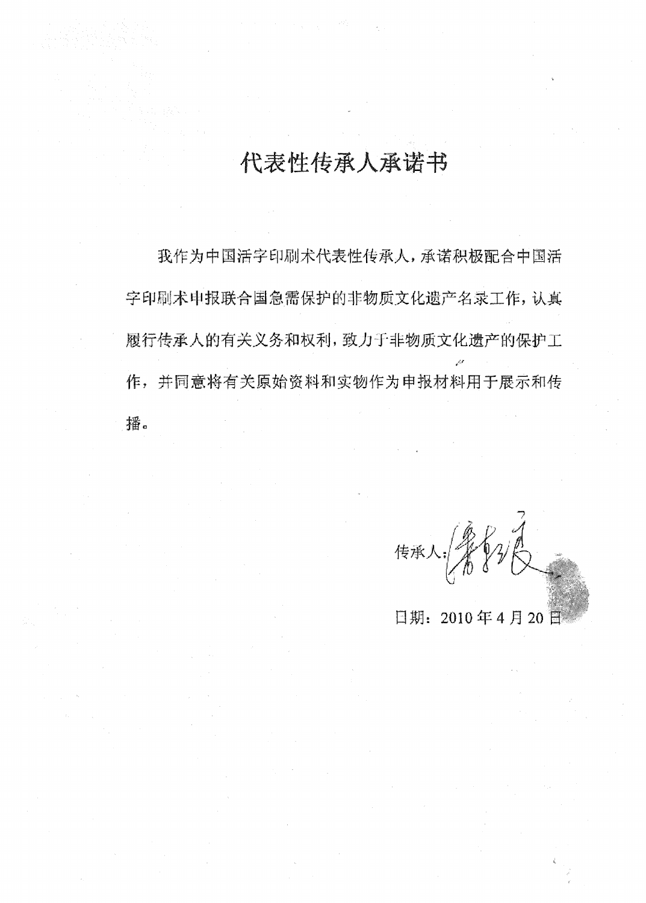# 代表性传承人承诺书

我作为中国活字印刷术代表性传承人，承诺积极配合中国活字印刷术申报联合国急需保护的非物质文化遗产名录工作，认真履行传承人的有关义务和权利，致力于非物质文化遗产的保护工作，并同意将有关原始资料和实物作为申报材料用于展示和传播。

传承人：潘鉬良

日期：2010 年 4 月 20 日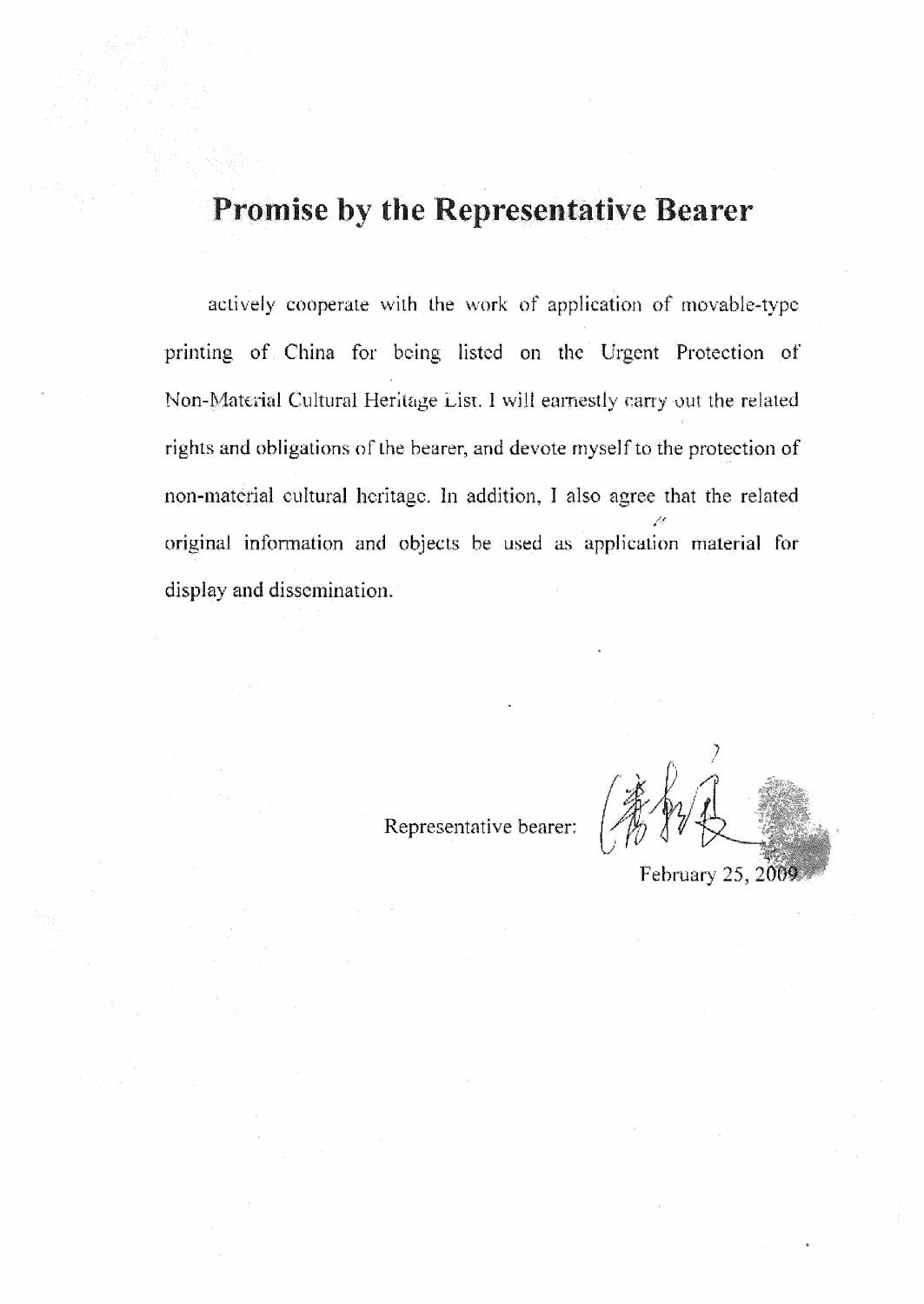# Promise by the Representative Bearer

actively cooperate with the work of application of movable-type printing of China for being listed on the Urgent Protection of Non-Material Cultural Heritage List. I will earnestly carry out the related rights and obligations of the bearer, and devote myself to the protection of non-material cultural heritage. In addition, I also agree that the related original information and objects be used as application material for display and dissemination.

Representative bearer:

February 25, 2009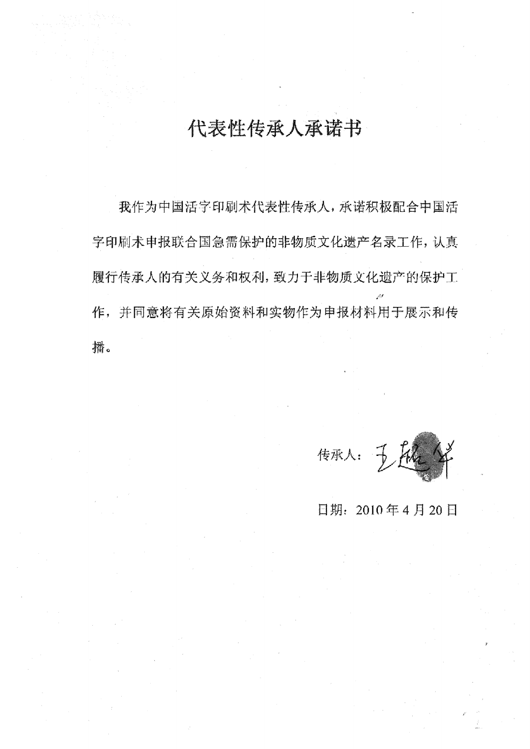# 代表性传承人承诺书

我作为中国活字印刷术代表性传承人，承诺积极配合中国活字印刷术申报联合国急需保护的非物质文化遗产名录工作，认真履行传承人的有关义务和权利，致力于非物质文化遗产的保护工作，并同意将有关原始资料和实物作为申报材料用于展示和传播。

传承人：王超辉

日期：2010 年 4 月 20 日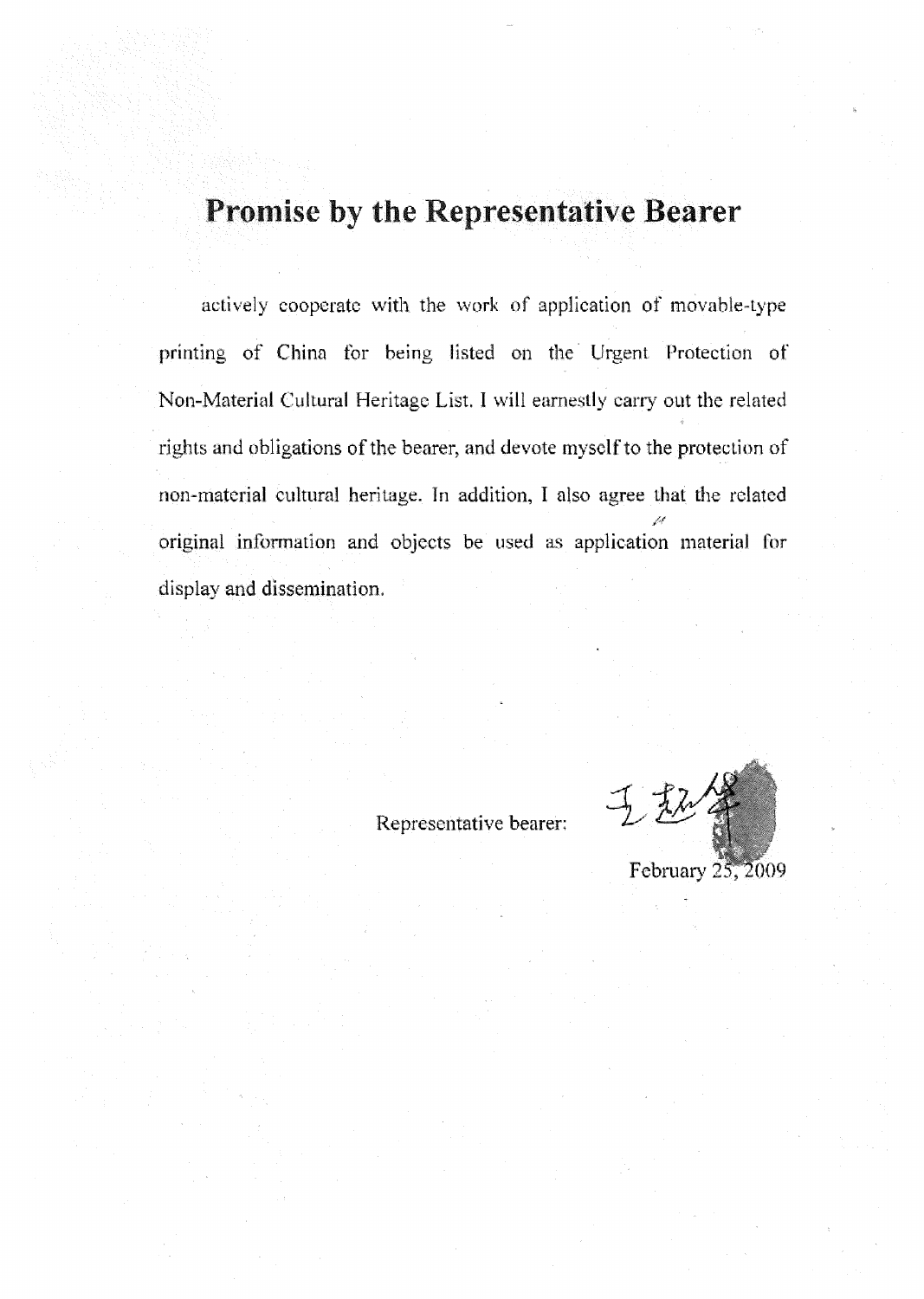# Promise by the Representative Bearer

actively cooperate with the work of application of movable-type printing of China for being listed on the Urgent Protection of Non-Material Cultural Heritage List. I will earnestly carry out the related rights and obligations of the bearer, and devote myself to the protection of non-material cultural heritage. In addition, I also agree that the related original information and objects be used as application material for display and dissemination.

Representative bearer: 王超华

February 25, 2009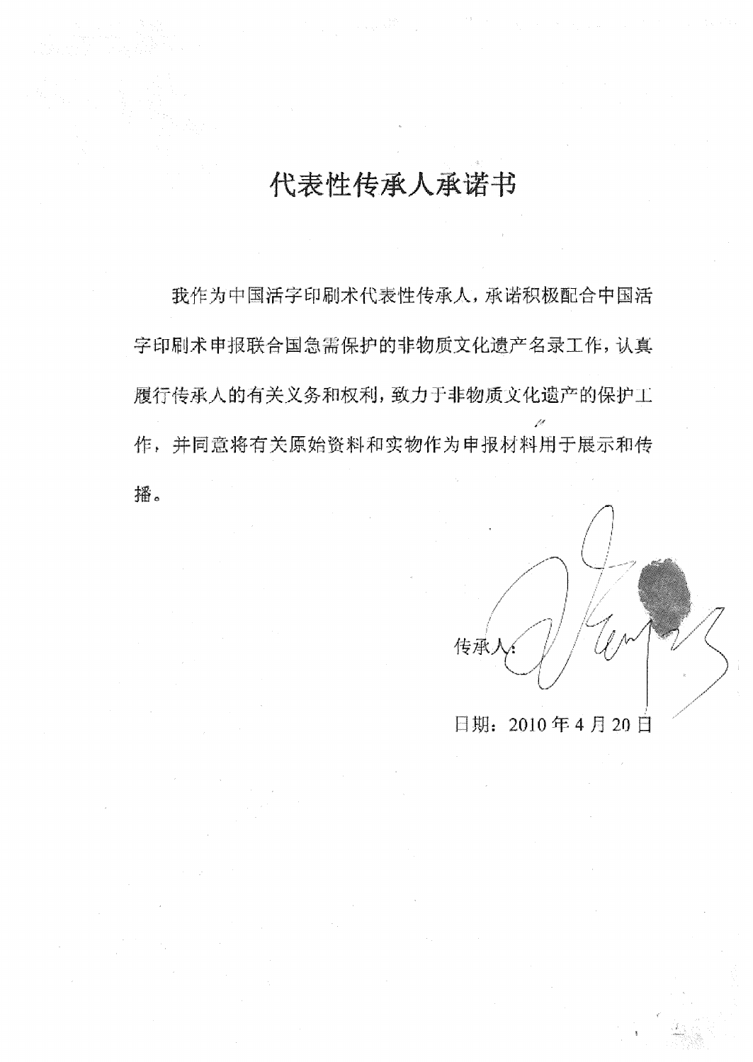# 代表性传承人承诺书

我作为中国活字印刷术代表性传承人，承诺积极配合中国活字印刷术申报联合国急需保护的非物质文化遗产名录工作，认真履行传承人的有关义务和权利，致力于非物质文化遗产的保护工作，并同意将有关原始资料和实物作为申报材料用于展示和传播。

传承人：

日期：2010 年 4 月 20 日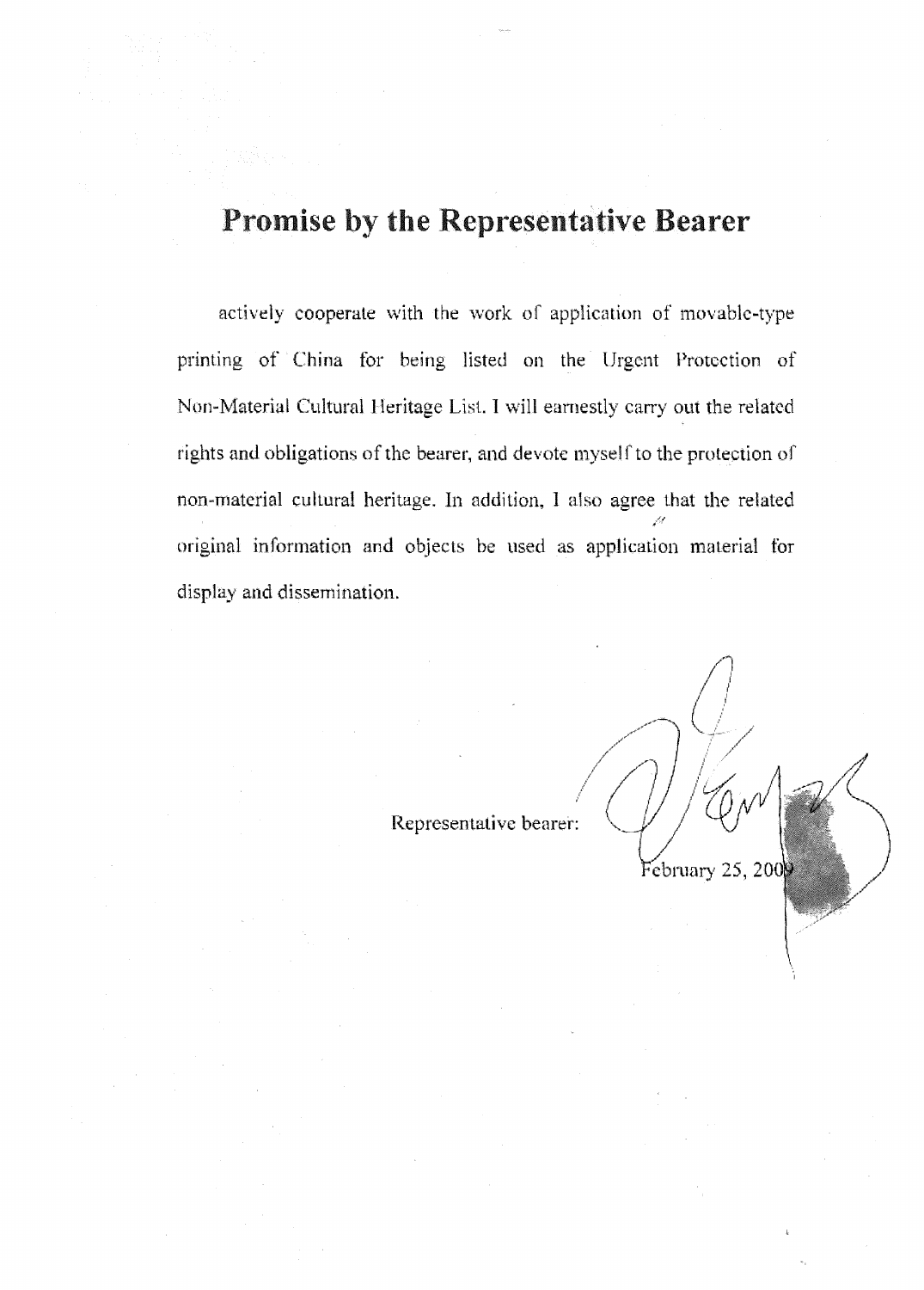# Promise by the Representative Bearer

actively cooperate with the work of application of movable-type printing of China for being listed on the Urgent Protection of Non-Material Cultural Heritage List. I will earnestly carry out the related rights and obligations of the bearer, and devote myself to the protection of non-material cultural heritage. In addition, I also agree that the related original information and objects be used as application material for display and dissemination.

Representative bearer:

February 25, 2009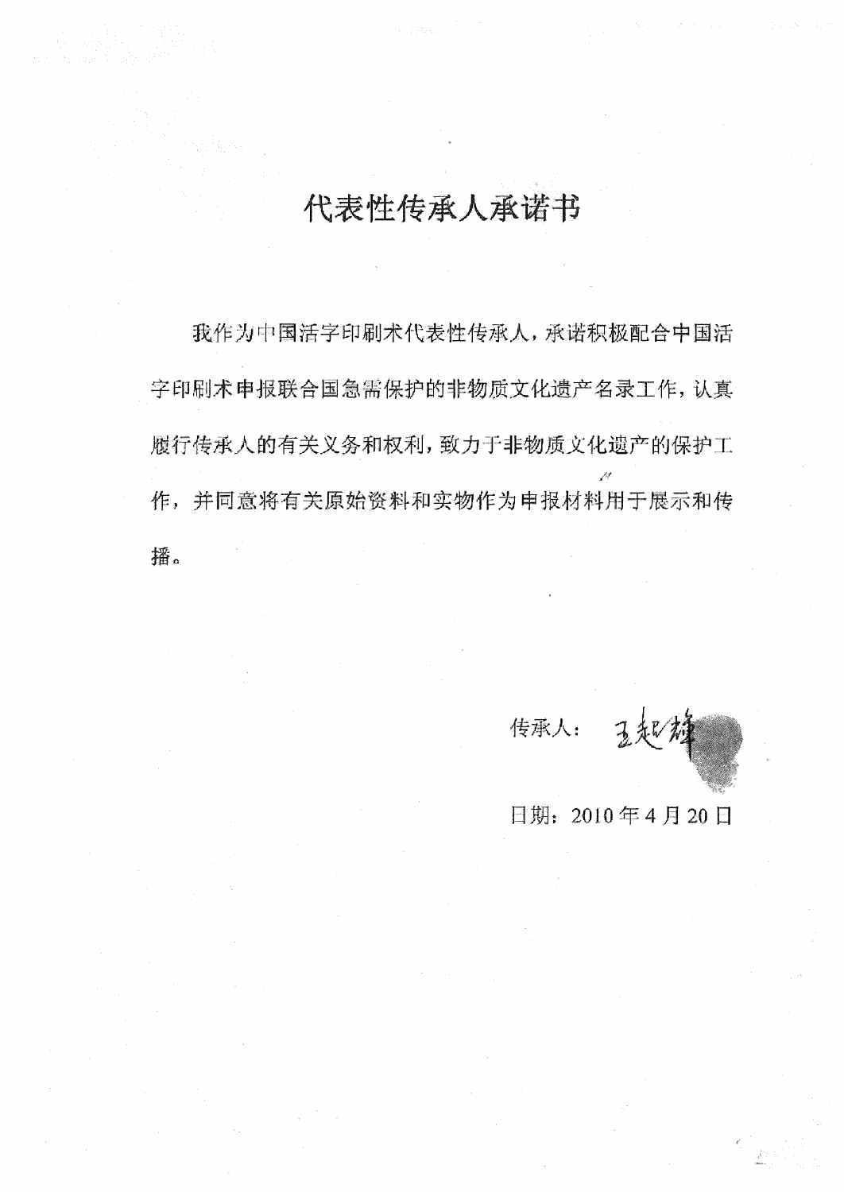# 代表性传承人承诺书

我作为中国活字印刷术代表性传承人，承诺积极配合中国活字印刷术申报联合国急需保护的非物质文化遗产名录工作，认真履行传承人的有关义务和权利，致力于非物质文化遗产的保护工作，并同意将有关原始资料和实物作为申报材料用于展示和传播。

传承人：王超辉

日期：2010年4月20日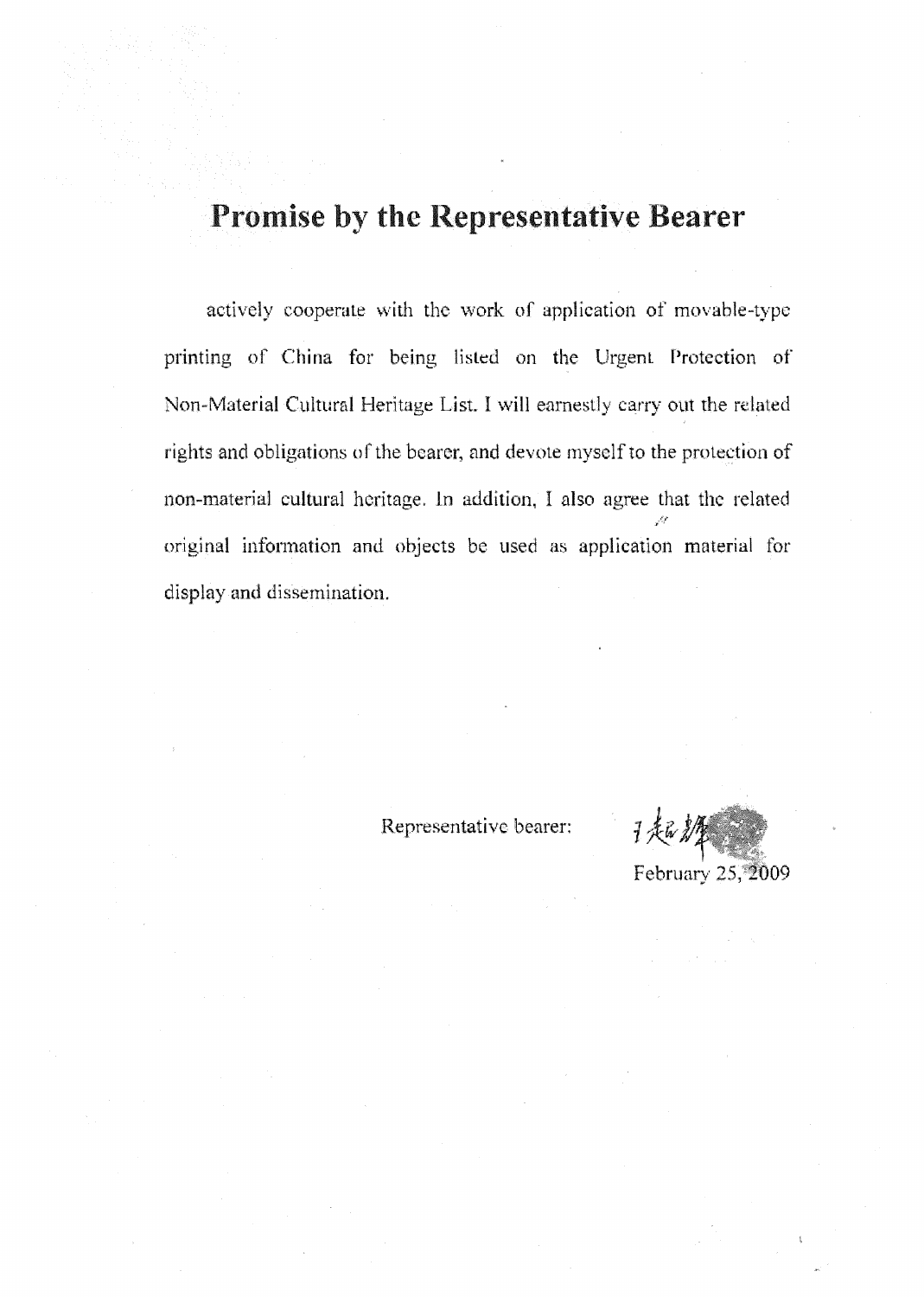# Promise by the Representative Bearer

actively cooperate with the work of application of movable-type printing of China for being listed on the Urgent Protection of Non-Material Cultural Heritage List. I will earnestly carry out the related rights and obligations of the bearer, and devote myself to the protection of non-material cultural heritage. In addition, I also agree that the related original information and objects be used as application material for display and dissemination.

Representative bearer: 王超辉

February 25, 2009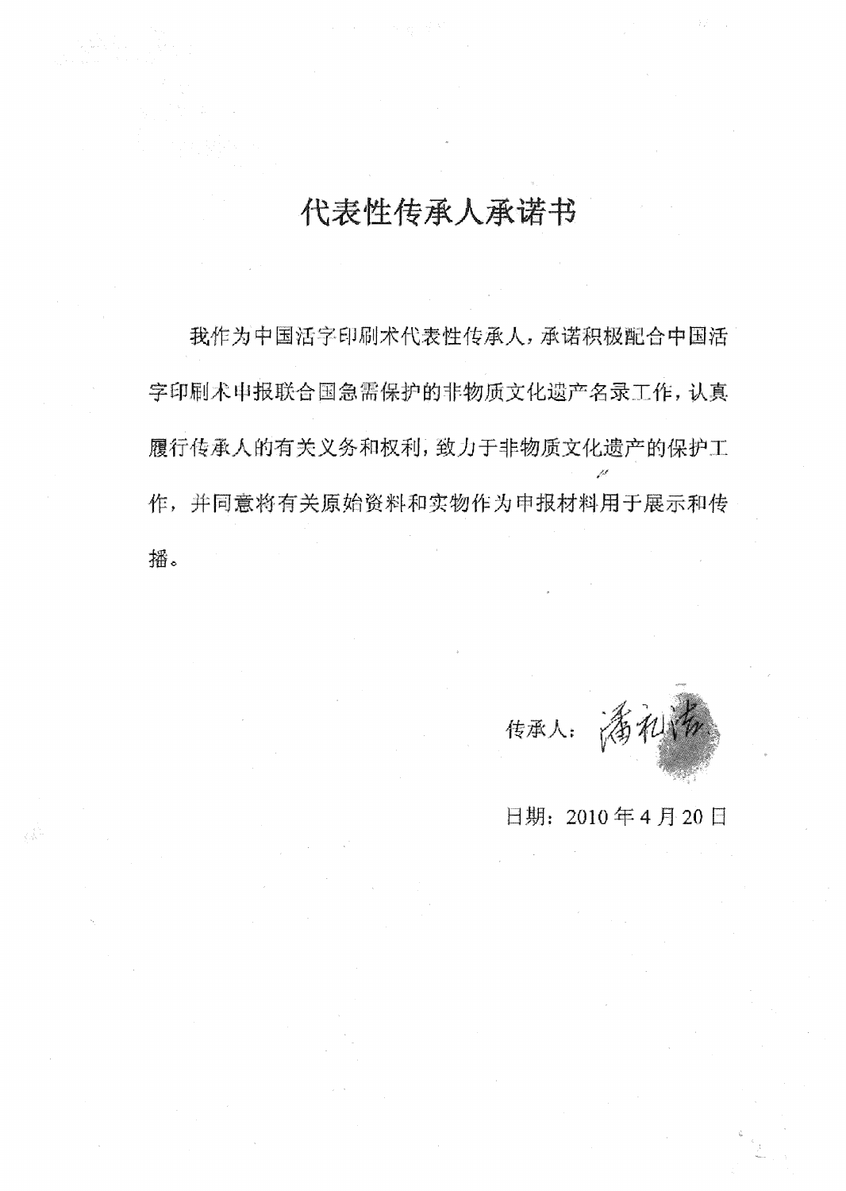# 代表性传承人承诺书

我作为中国活字印刷术代表性传承人，承诺积极配合中国活字印刷术申报联合国急需保护的非物质文化遗产名录工作，认真履行传承人的有关义务和权利，致力于非物质文化遗产的保护工作，并同意将有关原始资料和实物作为申报材料用于展示和传播。

传承人：潘礼浩

日期：2010 年 4 月 20 日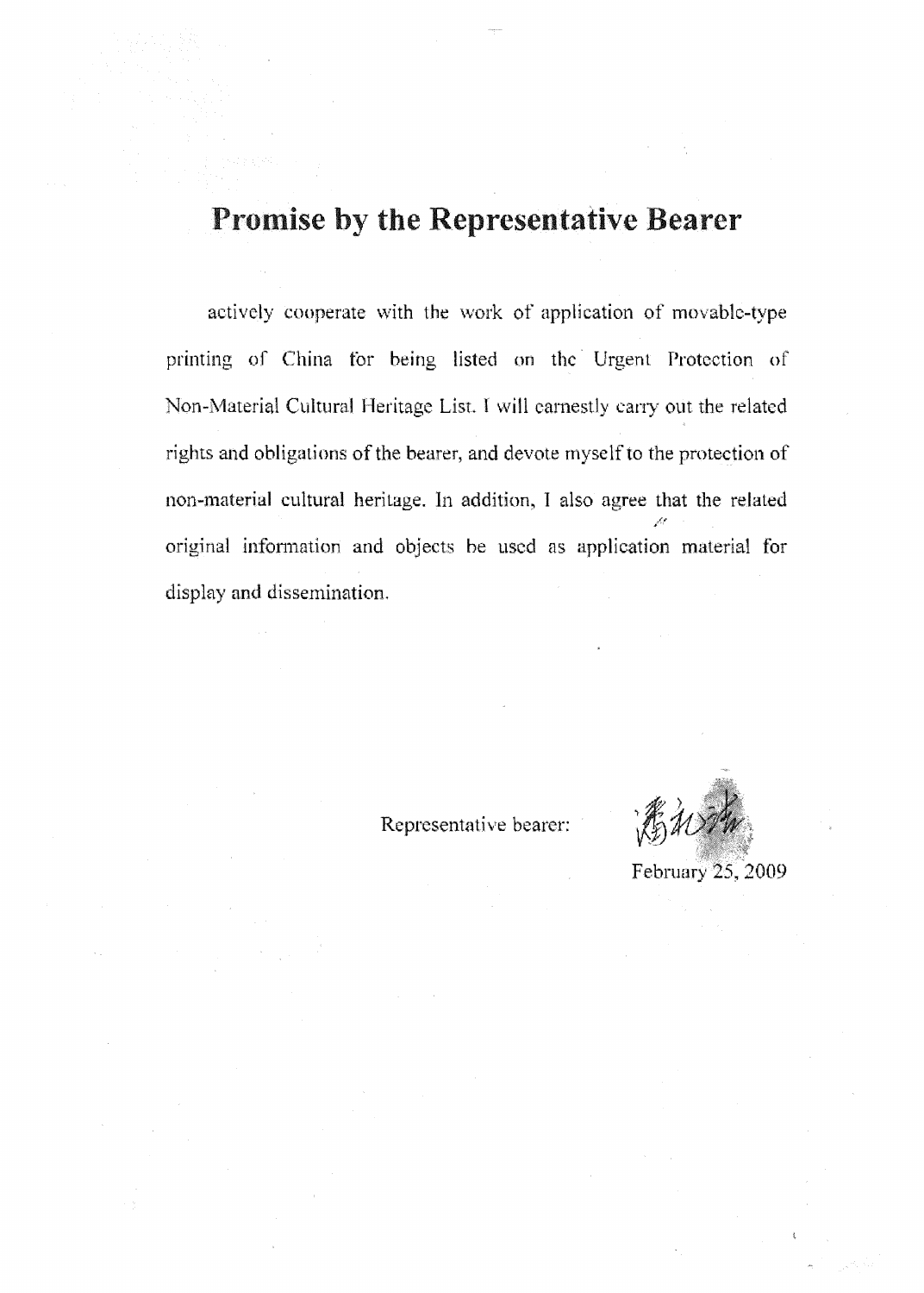# Promise by the Representative Bearer

actively cooperate with the work of application of movable-type printing of China for being listed on the Urgent Protection of Non-Material Cultural Heritage List. I will earnestly carry out the related rights and obligations of the bearer, and devote myself to the protection of non-material cultural heritage. In addition, I also agree that the related original information and objects be used as application material for display and dissemination.

Representative bearer: 潘礼清

February 25, 2009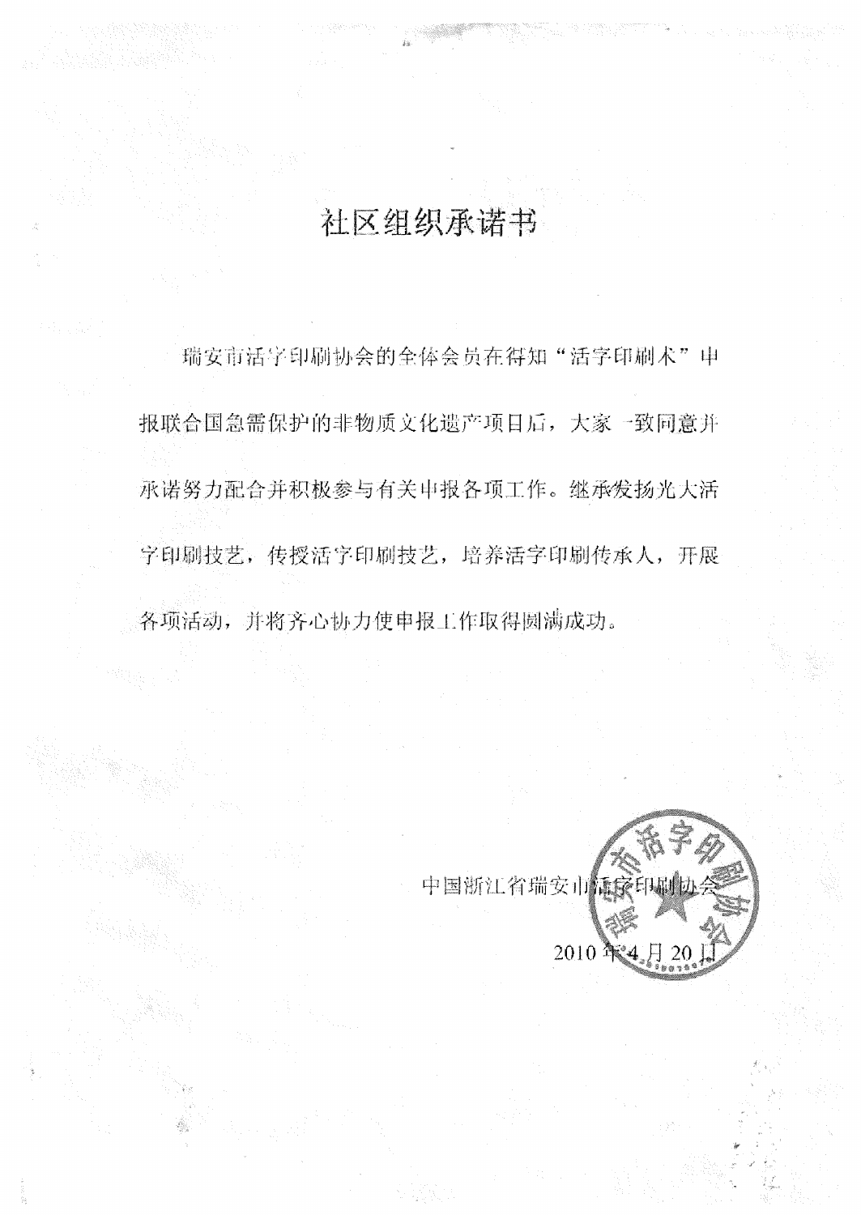# 社区组织承诺书

瑞安市活字印刷协会的全体会员在得知"活字印刷术"申报联合国急需保护的非物质文化遗产项目后，大家一致同意并承诺努力配合并积极参与有关申报各项工作。继承发扬光大活字印刷技艺，传授活字印刷技艺，培养活字印刷传承人，开展各项活动，并将齐心协力使申报工作取得圆满成功。

中国浙江省瑞安市活字印刷协会

2010年4月20日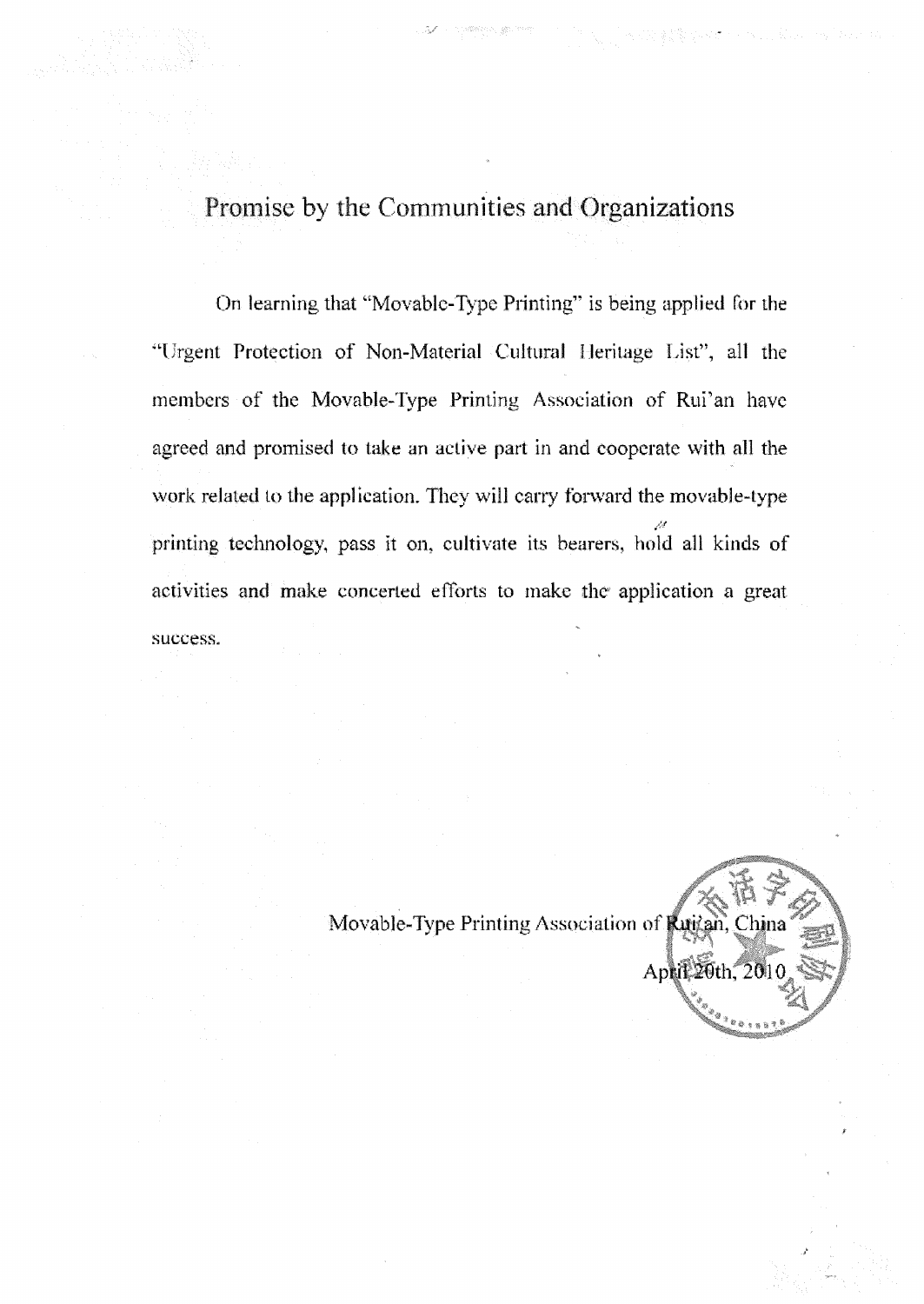# Promise by the Communities and Organizations

On learning that "Movable-Type Printing" is being applied for the "Urgent Protection of Non-Material Cultural Heritage List", all the members of the Movable-Type Printing Association of Rui'an have agreed and promised to take an active part in and cooperate with all the work related to the application. They will carry forward the movable-type printing technology, pass it on, cultivate its bearers, hold all kinds of activities and make concerted efforts to make the application a great success.

Movable-Type Printing Association of Rui'an, China

April 20th, 2010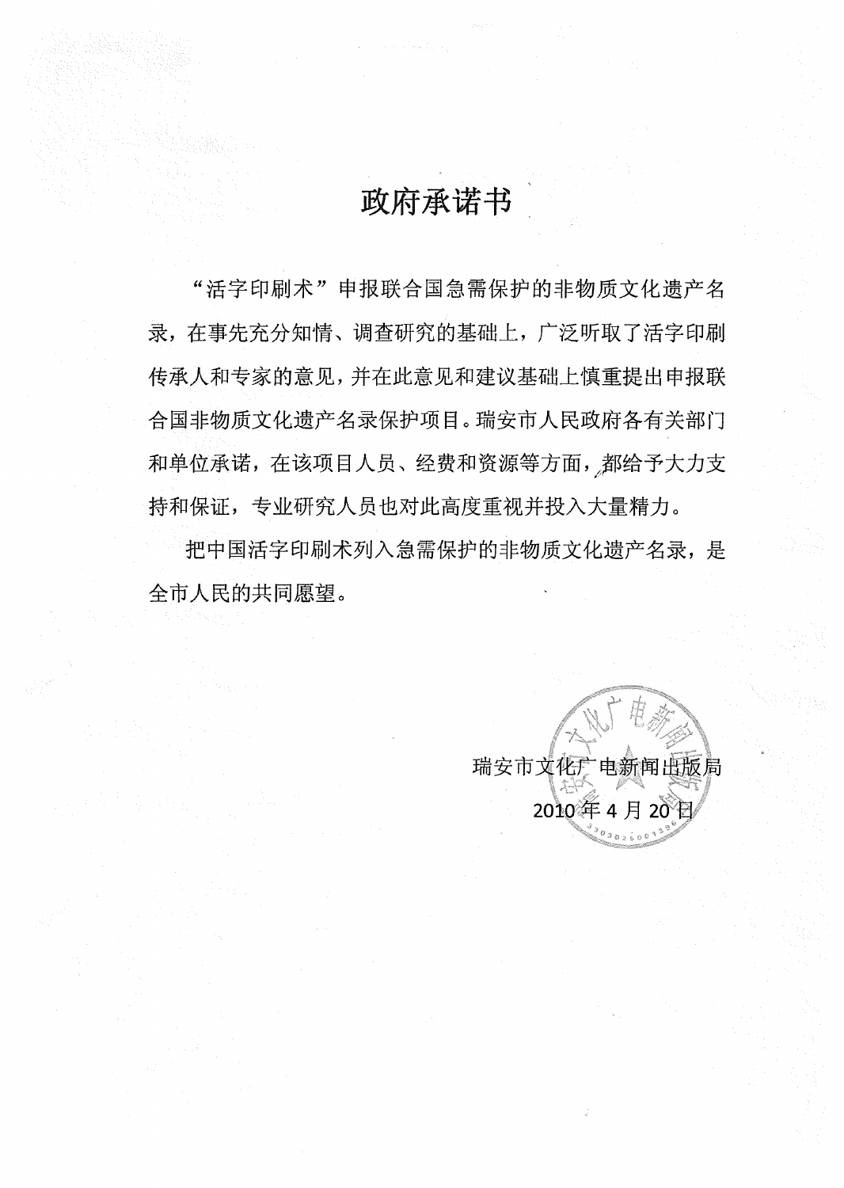# 政府承诺书

“活字印刷术”申报联合国急需保护的非物质文化遗产名录，在事先充分知情、调查研究的基础上，广泛听取了活字印刷传承人和专家的意见，并在此意见和建议基础上慎重提出申报联合国非物质文化遗产名录保护项目。瑞安市人民政府各有关部门和单位承诺，在该项目人员、经费和资源等方面，都给予大力支持和保证，专业研究人员也对此高度重视并投入大量精力。

把中国活字印刷术列入急需保护的非物质文化遗产名录，是全市人民的共同愿望。

瑞安市文化广电新闻出版局

2010 年 4 月 20 日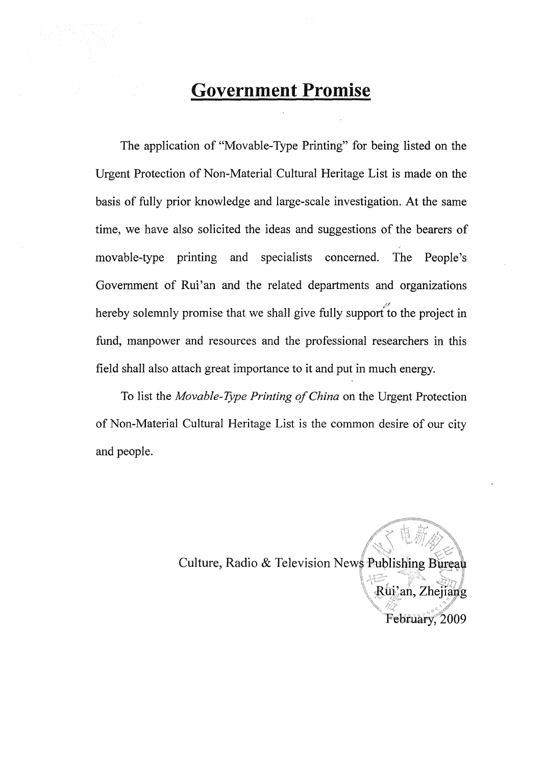# Government Promise

The application of "Movable-Type Printing" for being listed on the Urgent Protection of Non-Material Cultural Heritage List is made on the basis of fully prior knowledge and large-scale investigation. At the same time, we have also solicited the ideas and suggestions of the bearers of movable-type printing and specialists concerned. The People's Government of Rui'an and the related departments and organizations hereby solemnly promise that we shall give fully support to the project in fund, manpower and resources and the professional researchers in this field shall also attach great importance to it and put in much energy.

To list the *Movable-Type Printing of China* on the Urgent Protection of Non-Material Cultural Heritage List is the common desire of our city and people.

Culture, Radio & Television News Publishing Bureau

Rui'an, Zhejiang

February, 2009